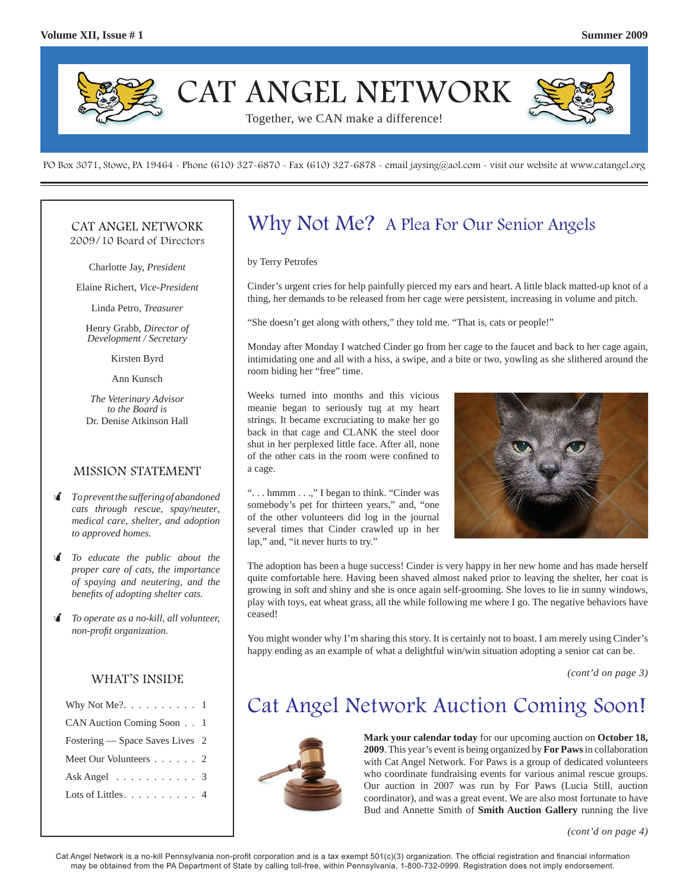# CAT ANGEL NETWORK

Together, we CAN make a difference!

PO Box 3071, Stowe, PA 19464 - Phone (610) 327-6870 - Fax (610) 327-6878 - email jaysing@aol.com - visit our website at www.catangel.org

## CAT ANGEL NETWORK
2009/10 Board of Directors

Charlotte Jay, *President*

Elaine Richert, *Vice-President*

Linda Petro, *Treasurer*

Henry Grabb, *Director of Development / Secretary*

Kirsten Byrd

Ann Kunsch

*The Veterinary Advisor to the Board is*
Dr. Denise Atkinson Hall

## MISSION STATEMENT

- *To prevent the suffering of abandoned cats through rescue, spay/neuter, medical care, shelter, and adoption to approved homes.*
- *To educate the public about the proper care of cats, the importance of spaying and neutering, and the benefits of adopting shelter cats.*
- *To operate as a no-kill, all volunteer, non-profit organization.*

## WHAT'S INSIDE

| | |
|---|---|
| Why Not Me? | 1 |
| CAN Auction Coming Soon | 1 |
| Fostering — Space Saves Lives | 2 |
| Meet Our Volunteers | 2 |
| Ask Angel | 3 |
| Lots of Littles | 4 |

# Why Not Me? A Plea For Our Senior Angels

by Terry Petrofes

Cinder's urgent cries for help painfully pierced my ears and heart. A little black matted-up knot of a thing, her demands to be released from her cage were persistent, increasing in volume and pitch.

"She doesn't get along with others," they told me. "That is, cats or people!"

Monday after Monday I watched Cinder go from her cage to the faucet and back to her cage again, intimidating one and all with a hiss, a swipe, and a bite or two, yowling as she slithered around the room biding her "free" time.

Weeks turned into months and this vicious meanie began to seriously tug at my heart strings. It became excruciating to make her go back in that cage and CLANK the steel door shut in her perplexed little face. After all, none of the other cats in the room were confined to a cage.

". . . hmmm . . .," I began to think. "Cinder was somebody's pet for thirteen years," and, "one of the other volunteers did log in the journal several times that Cinder crawled up in her lap," and, "it never hurts to try."

The adoption has been a huge success! Cinder is very happy in her new home and has made herself quite comfortable here. Having been shaved almost naked prior to leaving the shelter, her coat is growing in soft and shiny and she is once again self-grooming. She loves to lie in sunny windows, play with toys, eat wheat grass, all the while following me where I go. The negative behaviors have ceased!

You might wonder why I'm sharing this story. It is certainly not to boast. I am merely using Cinder's happy ending as an example of what a delightful win/win situation adopting a senior cat can be.

*(cont'd on page 3)*

# Cat Angel Network Auction Coming Soon!

**Mark your calendar today** for our upcoming auction on **October 18, 2009**. This year's event is being organized by **For Paws** in collaboration with Cat Angel Network. For Paws is a group of dedicated volunteers who coordinate fundraising events for various animal rescue groups. Our auction in 2007 was run by For Paws (Lucia Still, auction coordinator), and was a great event. We are also most fortunate to have Bud and Annette Smith of **Smith Auction Gallery** running the live

*(cont'd on page 4)*

Cat Angel Network is a no-kill Pennsylvania non-profit corporation and is a tax exempt 501(c)(3) organization. The official registration and financial information may be obtained from the PA Department of State by calling toll-free, within Pennsylvania, 1-800-732-0999. Registration does not imply endorsement.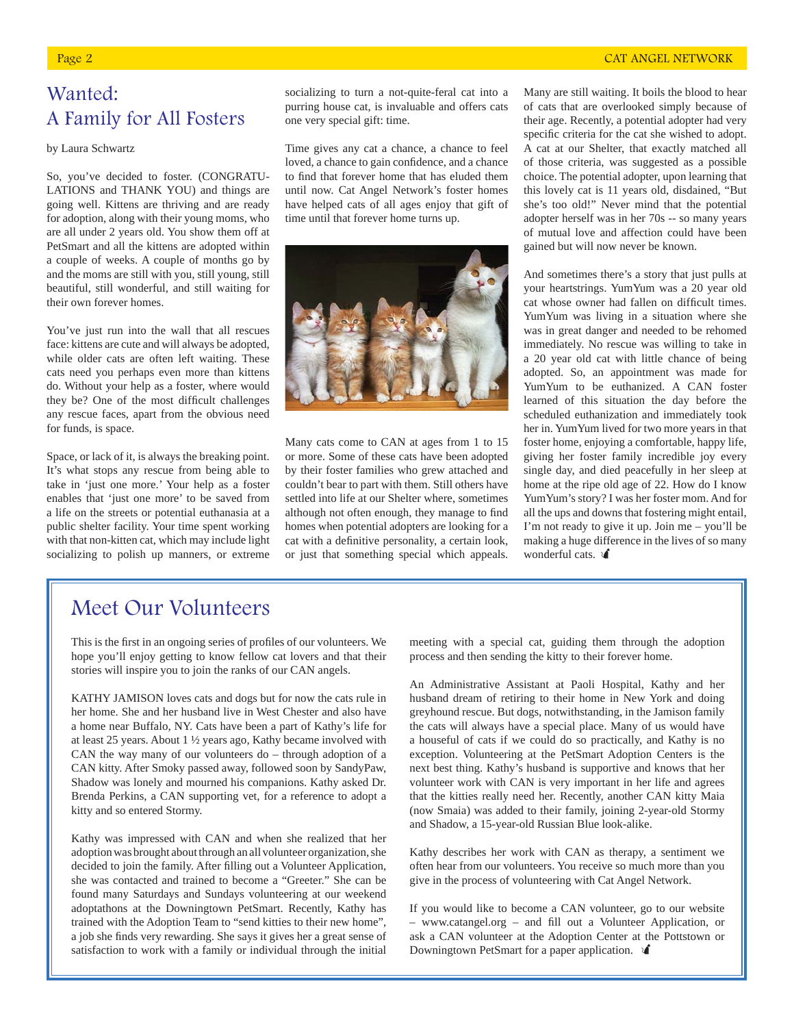## Wanted: A Family for All Fosters

by Laura Schwartz

So, you've decided to foster. (CONGRATULATIONS and THANK YOU) and things are going well. Kittens are thriving and are ready for adoption, along with their young moms, who are all under 2 years old. You show them off at PetSmart and all the kittens are adopted within a couple of weeks. A couple of months go by and the moms are still with you, still young, still beautiful, still wonderful, and still waiting for their own forever homes.

You've just run into the wall that all rescues face: kittens are cute and will always be adopted, while older cats are often left waiting. These cats need you perhaps even more than kittens do. Without your help as a foster, where would they be? One of the most difficult challenges any rescue faces, apart from the obvious need for funds, is space.

Space, or lack of it, is always the breaking point. It's what stops any rescue from being able to take in 'just one more.' Your help as a foster enables that 'just one more' to be saved from a life on the streets or potential euthanasia at a public shelter facility. Your time spent working with that non-kitten cat, which may include light socializing to polish up manners, or extreme socializing to turn a not-quite-feral cat into a purring house cat, is invaluable and offers cats one very special gift: time.

Time gives any cat a chance, a chance to feel loved, a chance to gain confidence, and a chance to find that forever home that has eluded them until now. Cat Angel Network's foster homes have helped cats of all ages enjoy that gift of time until that forever home turns up.

Many cats come to CAN at ages from 1 to 15 or more. Some of these cats have been adopted by their foster families who grew attached and couldn't bear to part with them. Still others have settled into life at our Shelter where, sometimes although not often enough, they manage to find homes when potential adopters are looking for a cat with a definitive personality, a certain look, or just that something special which appeals. Many are still waiting. It boils the blood to hear of cats that are overlooked simply because of their age. Recently, a potential adopter had very specific criteria for the cat she wished to adopt. A cat at our Shelter, that exactly matched all of those criteria, was suggested as a possible choice. The potential adopter, upon learning that this lovely cat is 11 years old, disdained, "But she's too old!" Never mind that the potential adopter herself was in her 70s -- so many years of mutual love and affection could have been gained but will now never be known.

And sometimes there's a story that just pulls at your heartstrings. YumYum was a 20 year old cat whose owner had fallen on difficult times. YumYum was living in a situation where she was in great danger and needed to be rehomed immediately. No rescue was willing to take in a 20 year old cat with little chance of being adopted. So, an appointment was made for YumYum to be euthanized. A CAN foster learned of this situation the day before the scheduled euthanization and immediately took her in. YumYum lived for two more years in that foster home, enjoying a comfortable, happy life, giving her foster family incredible joy every single day, and died peacefully in her sleep at home at the ripe old age of 22. How do I know YumYum's story? I was her foster mom. And for all the ups and downs that fostering might entail, I'm not ready to give it up. Join me – you'll be making a huge difference in the lives of so many wonderful cats.

## Meet Our Volunteers

This is the first in an ongoing series of profiles of our volunteers. We hope you'll enjoy getting to know fellow cat lovers and that their stories will inspire you to join the ranks of our CAN angels.

KATHY JAMISON loves cats and dogs but for now the cats rule in her home. She and her husband live in West Chester and also have a home near Buffalo, NY. Cats have been a part of Kathy's life for at least 25 years. About 1 ½ years ago, Kathy became involved with CAN the way many of our volunteers do – through adoption of a CAN kitty. After Smoky passed away, followed soon by SandyPaw, Shadow was lonely and mourned his companions. Kathy asked Dr. Brenda Perkins, a CAN supporting vet, for a reference to adopt a kitty and so entered Stormy.

Kathy was impressed with CAN and when she realized that her adoption was brought about through an all volunteer organization, she decided to join the family. After filling out a Volunteer Application, she was contacted and trained to become a "Greeter." She can be found many Saturdays and Sundays volunteering at our weekend adoptathons at the Downingtown PetSmart. Recently, Kathy has trained with the Adoption Team to "send kitties to their new home", a job she finds very rewarding. She says it gives her a great sense of satisfaction to work with a family or individual through the initial meeting with a special cat, guiding them through the adoption process and then sending the kitty to their forever home.

An Administrative Assistant at Paoli Hospital, Kathy and her husband dream of retiring to their home in New York and doing greyhound rescue. But dogs, notwithstanding, in the Jamison family the cats will always have a special place. Many of us would have a houseful of cats if we could do so practically, and Kathy is no exception. Volunteering at the PetSmart Adoption Centers is the next best thing. Kathy's husband is supportive and knows that her volunteer work with CAN is very important in her life and agrees that the kitties really need her. Recently, another CAN kitty Maia (now Smaia) was added to their family, joining 2-year-old Stormy and Shadow, a 15-year-old Russian Blue look-alike.

Kathy describes her work with CAN as therapy, a sentiment we often hear from our volunteers. You receive so much more than you give in the process of volunteering with Cat Angel Network.

If you would like to become a CAN volunteer, go to our website – www.catangel.org – and fill out a Volunteer Application, or ask a CAN volunteer at the Adoption Center at the Pottstown or Downingtown PetSmart for a paper application.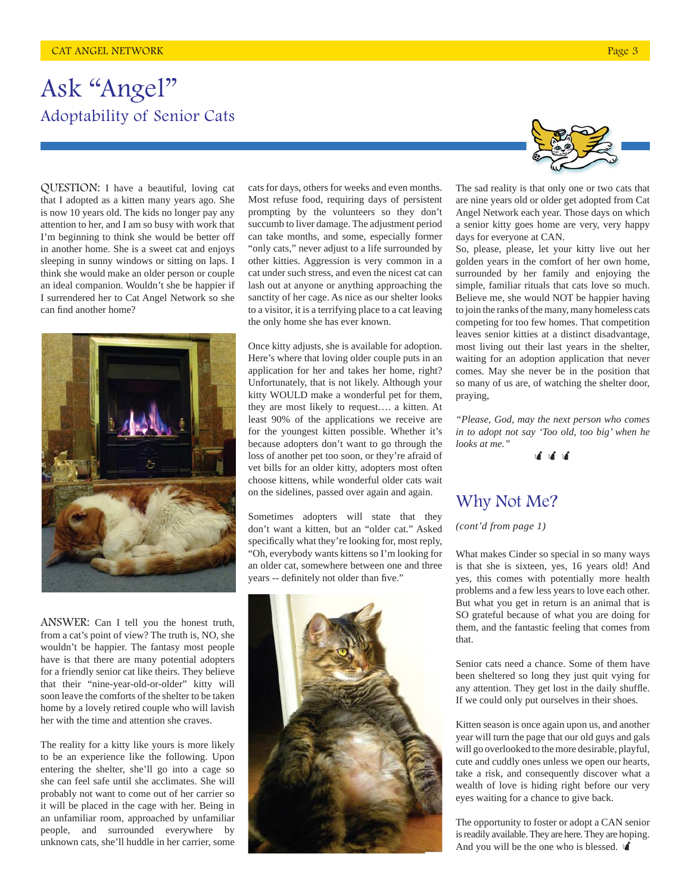# Ask "Angel"

## Adoptability of Senior Cats

QUESTION: I have a beautiful, loving cat that I adopted as a kitten many years ago. She is now 10 years old. The kids no longer pay any attention to her, and I am so busy with work that I'm beginning to think she would be better off in another home. She is a sweet cat and enjoys sleeping in sunny windows or sitting on laps. I think she would make an ideal companion for an older person or couple an ideal companion. Wouldn't she be happier if I surrendered her to Cat Angel Network so she can find another home?

ANSWER: Can I tell you the honest truth, from a cat's point of view? The truth is, NO, she wouldn't be happier. The fantasy most people have is that there are many potential adopters for a friendly senior cat like theirs. They believe that their "nine-year-old-or-older" kitty will soon leave the comforts of the shelter to be taken home by a lovely retired couple who will lavish her with the time and attention she craves.

The reality for a kitty like yours is more likely to be an experience like the following. Upon entering the shelter, she'll go into a cage so she can feel safe until she acclimates. She will probably not want to come out of her carrier so it will be placed in the cage with her. Being in an unfamiliar room, approached by unfamiliar people, and surrounded everywhere by unknown cats, she'll huddle in her carrier, some cats for days, others for weeks and even months. Most refuse food, requiring days of persistent prompting by the volunteers so they don't succumb to liver damage. The adjustment period can take months, and some, especially former "only cats," never adjust to a life surrounded by other kitties. Aggression is very common in a cat under such stress, and even the nicest cat can lash out at anyone or anything approaching the sanctity of her cage. As nice as our shelter looks to a visitor, it is a terrifying place to a cat leaving the only home she has ever known.

Once kitty adjusts, she is available for adoption. Here's where that loving older couple puts in an application for her and takes her home, right? Unfortunately, that is not likely. Although your kitty WOULD make a wonderful pet for them, they are most likely to request…. a kitten. At least 90% of the applications we receive are for the youngest kitten possible. Whether it's because adopters don't want to go through the loss of another pet too soon, or they're afraid of vet bills for an older kitty, adopters most often choose kittens, while wonderful older cats wait on the sidelines, passed over again and again.

Sometimes adopters will state that they don't want a kitten, but an "older cat." Asked specifically what they're looking for, most reply, "Oh, everybody wants kittens so I'm looking for an older cat, somewhere between one and three years -- definitely not older than five."

The sad reality is that only one or two cats that are nine years old or older get adopted from Cat Angel Network each year. Those days on which a senior kitty goes home are very, very happy days for everyone at CAN.

So, please, please, let your kitty live out her golden years in the comfort of her own home, surrounded by her family and enjoying the simple, familiar rituals that cats love so much. Believe me, she would NOT be happier having to join the ranks of the many, many homeless cats competing for too few homes. That competition leaves senior kitties at a distinct disadvantage, most living out their last years in the shelter, waiting for an adoption application that never comes. May she never be in the position that so many of us are, of watching the shelter door, praying,

*"Please, God, may the next person who comes in to adopt not say 'Too old, too big' when he looks at me."*

## Why Not Me?

*(cont'd from page 1)*

What makes Cinder so special in so many ways is that she is sixteen, yes, 16 years old! And yes, this comes with potentially more health problems and a few less years to love each other. But what you get in return is an animal that is SO grateful because of what you are doing for them, and the fantastic feeling that comes from that.

Senior cats need a chance. Some of them have been sheltered so long they just quit vying for any attention. They get lost in the daily shuffle. If we could only put ourselves in their shoes.

Kitten season is once again upon us, and another year will turn the page that our old guys and gals will go overlooked to the more desirable, playful, cute and cuddly ones unless we open our hearts, take a risk, and consequently discover what a wealth of love is hiding right before our very eyes waiting for a chance to give back.

The opportunity to foster or adopt a CAN senior is readily available. They are here. They are hoping. And you will be the one who is blessed.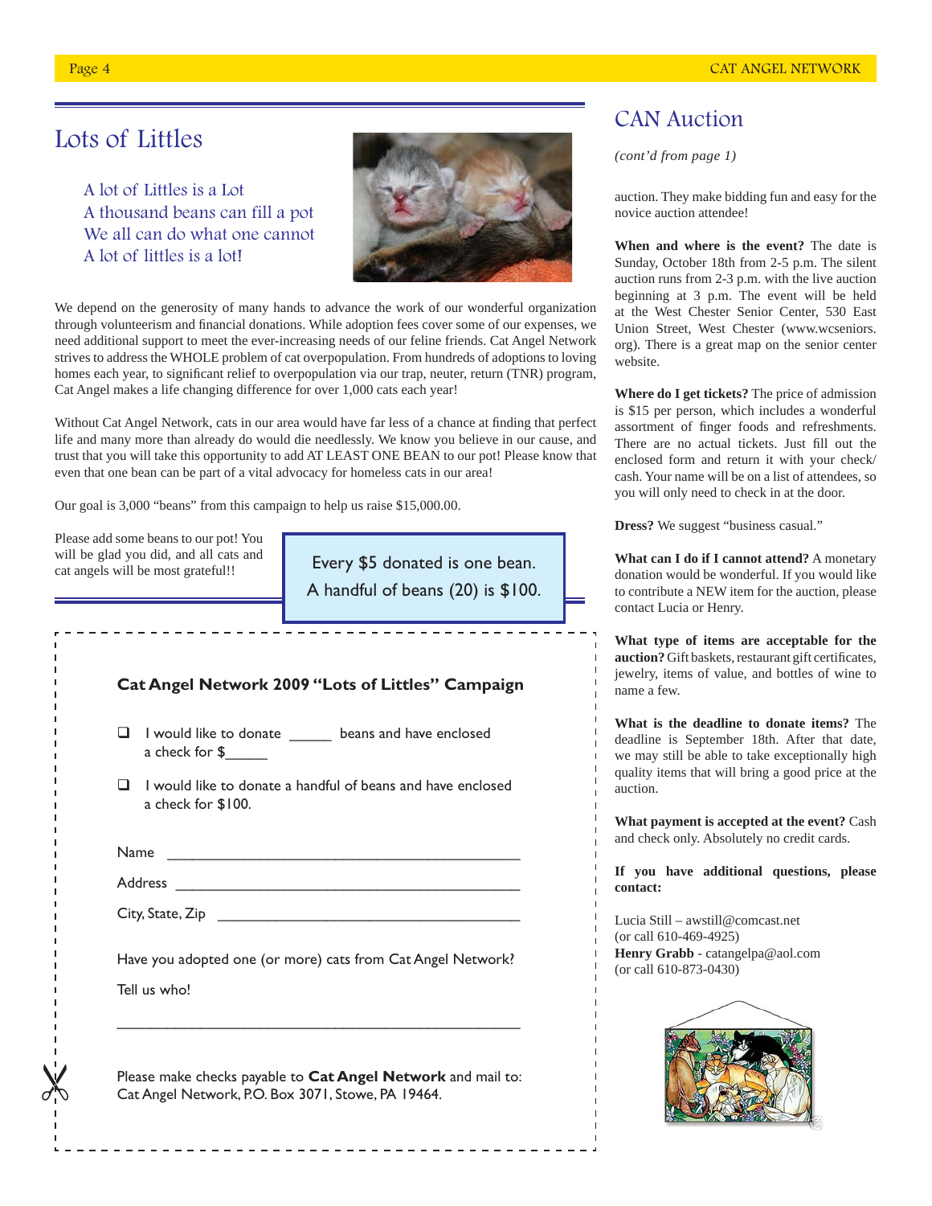## Lots of Littles

A lot of Littles is a Lot
A thousand beans can fill a pot
We all can do what one cannot
A lot of littles is a lot!

We depend on the generosity of many hands to advance the work of our wonderful organization through volunteerism and financial donations. While adoption fees cover some of our expenses, we need additional support to meet the ever-increasing needs of our feline friends. Cat Angel Network strives to address the WHOLE problem of cat overpopulation. From hundreds of adoptions to loving homes each year, to significant relief to overpopulation via our trap, neuter, return (TNR) program, Cat Angel makes a life changing difference for over 1,000 cats each year!

Without Cat Angel Network, cats in our area would have far less of a chance at finding that perfect life and many more than already do would die needlessly. We know you believe in our cause, and trust that you will take this opportunity to add AT LEAST ONE BEAN to our pot! Please know that even that one bean can be part of a vital advocacy for homeless cats in our area!

Our goal is 3,000 "beans" from this campaign to help us raise $15,000.00.

Please add some beans to our pot! You will be glad you did, and all cats and cat angels will be most grateful!!

Every $5 donated is one bean.
A handful of beans (20) is $100.

**Cat Angel Network 2009 "Lots of Littles" Campaign**

- ❑ I would like to donate _____ beans and have enclosed a check for $_____
- ❑ I would like to donate a handful of beans and have enclosed a check for $100.

Name ____________________________________________

Address __________________________________________

City, State, Zip ____________________________________

Have you adopted one (or more) cats from Cat Angel Network?

Tell us who!

_______________________________________________________

Please make checks payable to **Cat Angel Network** and mail to:
Cat Angel Network, P.O. Box 3071, Stowe, PA 19464.

## CAN Auction

*(cont'd from page 1)*

auction. They make bidding fun and easy for the novice auction attendee!

**When and where is the event?** The date is Sunday, October 18th from 2-5 p.m. The silent auction runs from 2-3 p.m. with the live auction beginning at 3 p.m. The event will be held at the West Chester Senior Center, 530 East Union Street, West Chester (www.wcseniors.org). There is a great map on the senior center website.

**Where do I get tickets?** The price of admission is $15 per person, which includes a wonderful assortment of finger foods and refreshments. There are no actual tickets. Just fill out the enclosed form and return it with your check/cash. Your name will be on a list of attendees, so you will only need to check in at the door.

**Dress?** We suggest "business casual."

**What can I do if I cannot attend?** A monetary donation would be wonderful. If you would like to contribute a NEW item for the auction, please contact Lucia or Henry.

**What type of items are acceptable for the auction?** Gift baskets, restaurant gift certificates, jewelry, items of value, and bottles of wine to name a few.

**What is the deadline to donate items?** The deadline is September 18th. After that date, we may still be able to take exceptionally high quality items that will bring a good price at the auction.

**What payment is accepted at the event?** Cash and check only. Absolutely no credit cards.

**If you have additional questions, please contact:**

Lucia Still – awstill@comcast.net
(or call 610-469-4925)
**Henry Grabb** - catangelpa@aol.com
(or call 610-873-0430)